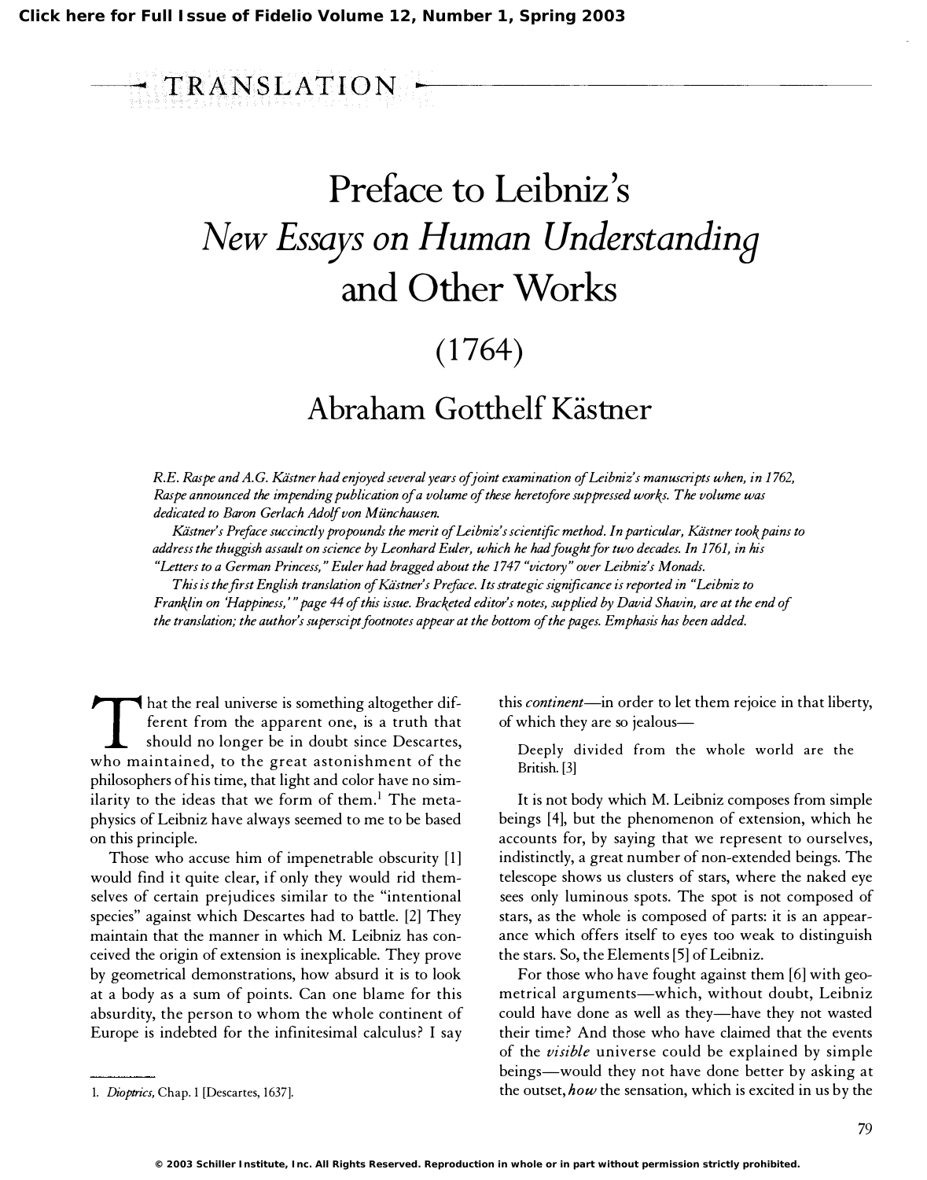TRANSLATION

# Preface to Leibniz's *New Essays on Human Understanding* and Other Works

## (1764)

## Abraham Gotthelf Kästner

*R.E. Raspe and A.G. Kästner had enjoyed several years of joint examination of Leibniz's manuscripts when, in 1762, Raspe announced the impending publication of a volume of these heretofore suppressed works. The volume was dedicated to Baron Gerlach Adolf von Münchausen.*

*Kästner's Preface succinctly propounds the merit of Leibniz's scientific method. In particular, Kästner took pains to address the thuggish assault on science by Leonhard Euler, which he had fought for two decades. In 1761, in his "Letters to a German Princess," Euler had bragged about the 1747 "victory" over Leibniz's Monads.*

*This is the first English translation of Kästner's Preface. Its strategic significance is reported in "Leibniz to Franklin on 'Happiness,'" page 44 of this issue. Bracketed editor's notes, supplied by David Shavin, are at the end of the translation; the author's superscipt footnotes appear at the bottom of the pages. Emphasis has been added.*

That the real universe is something altogether different from the apparent one, is a truth that should no longer be in doubt since Descartes, who maintained, to the great astonishment of the philosophers of his time, that light and color have no similarity to the ideas that we form of them.[1] The metaphysics of Leibniz have always seemed to me to be based on this principle.

Those who accuse him of impenetrable obscurity [1] would find it quite clear, if only they would rid themselves of certain prejudices similar to the "intentional species" against which Descartes had to battle. [2] They maintain that the manner in which M. Leibniz has conceived the origin of extension is inexplicable. They prove by geometrical demonstrations, how absurd it is to look at a body as a sum of points. Can one blame for this absurdity, the person to whom the whole continent of Europe is indebted for the infinitesimal calculus? I say this *continent*—in order to let them rejoice in that liberty, of which they are so jealous—

> Deeply divided from the whole world are the British. [3]

It is not body which M. Leibniz composes from simple beings [4], but the phenomenon of extension, which he accounts for, by saying that we represent to ourselves, indistinctly, a great number of non-extended beings. The telescope shows us clusters of stars, where the naked eye sees only luminous spots. The spot is not composed of stars, as the whole is composed of parts: it is an appearance which offers itself to eyes too weak to distinguish the stars. So, the Elements [5] of Leibniz.

For those who have fought against them [6] with geometrical arguments—which, without doubt, Leibniz could have done as well as they—have they not wasted their time? And those who have claimed that the events of the *visible* universe could be explained by simple beings—would they not have done better by asking at the outset, *how* the sensation, which is excited in us by the

---

1. *Dioptrics,* Chap. 1 [Descartes, 1637].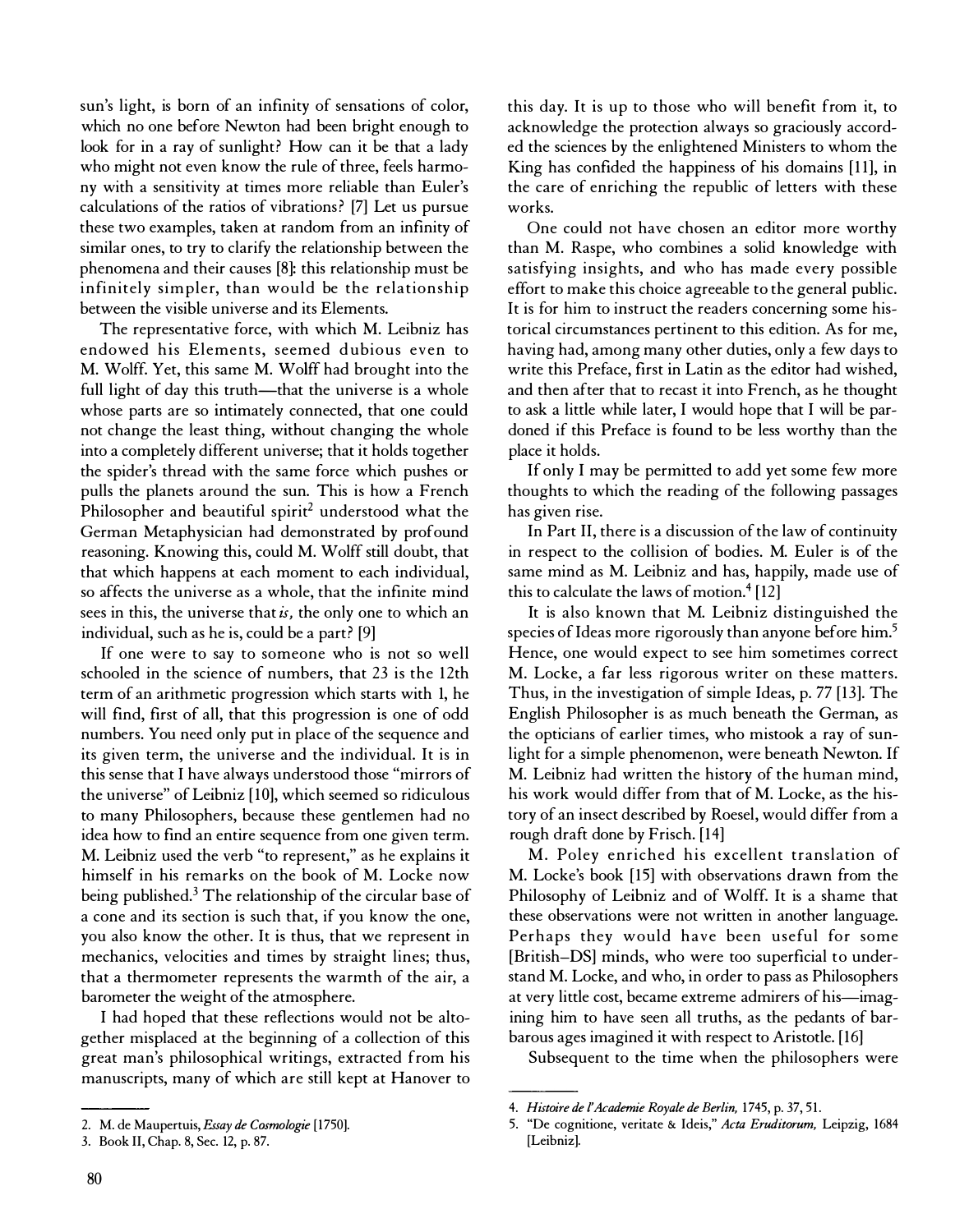sun's light, is born of an infinity of sensations of color, which no one before Newton had been bright enough to look for in a ray of sunlight? How can it be that a lady who might not even know the rule of three, feels harmony with a sensitivity at times more reliable than Euler's calculations of the ratios of vibrations? [7] Let us pursue these two examples, taken at random from an infinity of similar ones, to try to clarify the relationship between the phenomena and their causes [8]: this relationship must be infinitely simpler, than would be the relationship between the visible universe and its Elements.

The representative force, with which M. Leibniz has endowed his Elements, seemed dubious even to M. Wolff. Yet, this same M. Wolff had brought into the full light of day this truth—that the universe is a whole whose parts are so intimately connected, that one could not change the least thing, without changing the whole into a completely different universe; that it holds together the spider's thread with the same force which pushes or pulls the planets around the sun. This is how a French Philosopher and beautiful spirit[2] understood what the German Metaphysician had demonstrated by profound reasoning. Knowing this, could M. Wolff still doubt, that that which happens at each moment to each individual, so affects the universe as a whole, that the infinite mind sees in this, the universe that *is,* the only one to which an individual, such as he is, could be a part? [9]

If one were to say to someone who is not so well schooled in the science of numbers, that 23 is the 12th term of an arithmetic progression which starts with 1, he will find, first of all, that this progression is one of odd numbers. You need only put in place of the sequence and its given term, the universe and the individual. It is in this sense that I have always understood those "mirrors of the universe" of Leibniz [10], which seemed so ridiculous to many Philosophers, because these gentlemen had no idea how to find an entire sequence from one given term. M. Leibniz used the verb "to represent," as he explains it himself in his remarks on the book of M. Locke now being published.[3] The relationship of the circular base of a cone and its section is such that, if you know the one, you also know the other. It is thus, that we represent in mechanics, velocities and times by straight lines; thus, that a thermometer represents the warmth of the air, a barometer the weight of the atmosphere.

I had hoped that these reflections would not be altogether misplaced at the beginning of a collection of this great man's philosophical writings, extracted from his manuscripts, many of which are still kept at Hanover to this day. It is up to those who will benefit from it, to acknowledge the protection always so graciously accorded the sciences by the enlightened Ministers to whom the King has confided the happiness of his domains [11], in the care of enriching the republic of letters with these works.

One could not have chosen an editor more worthy than M. Raspe, who combines a solid knowledge with satisfying insights, and who has made every possible effort to make this choice agreeable to the general public. It is for him to instruct the readers concerning some historical circumstances pertinent to this edition. As for me, having had, among many other duties, only a few days to write this Preface, first in Latin as the editor had wished, and then after that to recast it into French, as he thought to ask a little while later, I would hope that I will be pardoned if this Preface is found to be less worthy than the place it holds.

If only I may be permitted to add yet some few more thoughts to which the reading of the following passages has given rise.

In Part II, there is a discussion of the law of continuity in respect to the collision of bodies. M. Euler is of the same mind as M. Leibniz and has, happily, made use of this to calculate the laws of motion.[4] [12]

It is also known that M. Leibniz distinguished the species of Ideas more rigorously than anyone before him.[5] Hence, one would expect to see him sometimes correct M. Locke, a far less rigorous writer on these matters. Thus, in the investigation of simple Ideas, p. 77 [13]. The English Philosopher is as much beneath the German, as the opticians of earlier times, who mistook a ray of sunlight for a simple phenomenon, were beneath Newton. If M. Leibniz had written the history of the human mind, his work would differ from that of M. Locke, as the history of an insect described by Roesel, would differ from a rough draft done by Frisch. [14]

M. Poley enriched his excellent translation of M. Locke's book [15] with observations drawn from the Philosophy of Leibniz and of Wolff. It is a shame that these observations were not written in another language. Perhaps they would have been useful for some [British–DS] minds, who were too superficial to understand M. Locke, and who, in order to pass as Philosophers at very little cost, became extreme admirers of his—imagining him to have seen all truths, as the pedants of barbarous ages imagined it with respect to Aristotle. [16]

Subsequent to the time when the philosophers were

---

2. M. de Maupertuis, *Essay de Cosmologie* [1750].
3. Book II, Chap. 8, Sec. 12, p. 87.
4. *Histoire de l'Academie Royale de Berlin,* 1745, p. 37, 51.
5. "De cognitione, veritate & Ideis," *Acta Eruditorum,* Leipzig, 1684 [Leibniz].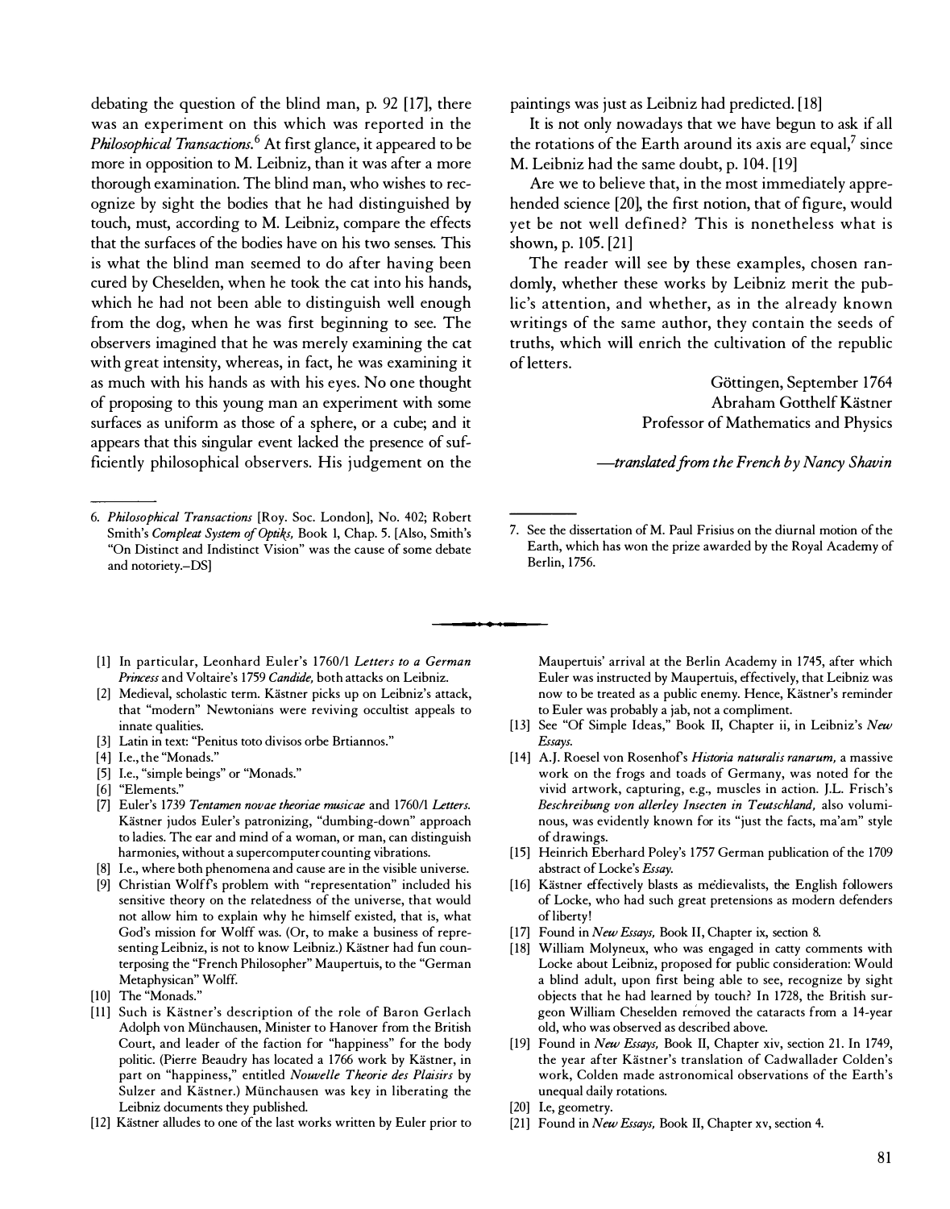debating the question of the blind man, p. 92 [17], there was an experiment on this which was reported in the *Philosophical Transactions*.[6] At first glance, it appeared to be more in opposition to M. Leibniz, than it was after a more thorough examination. The blind man, who wishes to recognize by sight the bodies that he had distinguished by touch, must, according to M. Leibniz, compare the effects that the surfaces of the bodies have on his two senses. This is what the blind man seemed to do after having been cured by Cheselden, when he took the cat into his hands, which he had not been able to distinguish well enough from the dog, when he was first beginning to see. The observers imagined that he was merely examining the cat with great intensity, whereas, in fact, he was examining it as much with his hands as with his eyes. No one thought of proposing to this young man an experiment with some surfaces as uniform as those of a sphere, or a cube; and it appears that this singular event lacked the presence of sufficiently philosophical observers. His judgement on the paintings was just as Leibniz had predicted. [18]

It is not only nowadays that we have begun to ask if all the rotations of the Earth around its axis are equal,[7] since M. Leibniz had the same doubt, p. 104. [19]

Are we to believe that, in the most immediately apprehended science [20], the first notion, that of figure, would yet be not well defined? This is nonetheless what is shown, p. 105. [21]

The reader will see by these examples, chosen randomly, whether these works by Leibniz merit the public's attention, and whether, as in the already known writings of the same author, they contain the seeds of truths, which will enrich the cultivation of the republic of letters.

Göttingen, September 1764
Abraham Gotthelf Kästner
Professor of Mathematics and Physics

*—translated from the French by Nancy Shavin*

6. *Philosophical Transactions* [Roy. Soc. London], No. 402; Robert Smith's *Compleat System of Optiks*, Book 1, Chap. 5. [Also, Smith's "On Distinct and Indistinct Vision" was the cause of some debate and notoriety.–DS]

7. See the dissertation of M. Paul Frisius on the diurnal motion of the Earth, which has won the prize awarded by the Royal Academy of Berlin, 1756.

---

[1] In particular, Leonhard Euler's 1760/1 *Letters to a German Princess* and Voltaire's 1759 *Candide*, both attacks on Leibniz.

[2] Medieval, scholastic term. Kästner picks up on Leibniz's attack, that "modern" Newtonians were reviving occultist appeals to innate qualities.

[3] Latin in text: "Penitus toto divisos orbe Brtiannos."

[4] I.e., the "Monads."

[5] I.e., "simple beings" or "Monads."

[6] "Elements."

[7] Euler's 1739 *Tentamen novae theoriae musicae* and 1760/1 *Letters*. Kästner judos Euler's patronizing, "dumbing-down" approach to ladies. The ear and mind of a woman, or man, can distinguish harmonies, without a supercomputer counting vibrations.

[8] I.e., where both phenomena and cause are in the visible universe.

[9] Christian Wolff's problem with "representation" included his sensitive theory on the relatedness of the universe, that would not allow him to explain why he himself existed, that is, what God's mission for Wolff was. (Or, to make a business of representing Leibniz, is not to know Leibniz.) Kästner had fun counterposing the "French Philosopher" Maupertuis, to the "German Metaphysican" Wolff.

[10] The "Monads."

[11] Such is Kästner's description of the role of Baron Gerlach Adolph von Münchausen, Minister to Hanover from the British Court, and leader of the faction for "happiness" for the body politic. (Pierre Beaudry has located a 1766 work by Kästner, in part on "happiness," entitled *Nouvelle Theorie des Plaisirs* by Sulzer and Kästner.) Münchausen was key in liberating the Leibniz documents they published.

[12] Kästner alludes to one of the last works written by Euler prior to Maupertuis' arrival at the Berlin Academy in 1745, after which Euler was instructed by Maupertuis, effectively, that Leibniz was now to be treated as a public enemy. Hence, Kästner's reminder to Euler was probably a jab, not a compliment.

[13] See "Of Simple Ideas," Book II, Chapter ii, in Leibniz's *New Essays*.

[14] A.J. Roesel von Rosenhof's *Historia naturalis ranarum*, a massive work on the frogs and toads of Germany, was noted for the vivid artwork, capturing, e.g., muscles in action. J.L. Frisch's *Beschreibung von allerley Insecten in Teutschland*, also voluminous, was evidently known for its "just the facts, ma'am" style of drawings.

[15] Heinrich Eberhard Poley's 1757 German publication of the 1709 abstract of Locke's *Essay*.

[16] Kästner effectively blasts as medievalists, the English followers of Locke, who had such great pretensions as modern defenders of liberty!

[17] Found in *New Essays*, Book II, Chapter ix, section 8.

[18] William Molyneux, who was engaged in catty comments with Locke about Leibniz, proposed for public consideration: Would a blind adult, upon first being able to see, recognize by sight objects that he had learned by touch? In 1728, the British surgeon William Cheselden removed the cataracts from a 14-year old, who was observed as described above.

[19] Found in *New Essays*, Book II, Chapter xiv, section 21. In 1749, the year after Kästner's translation of Cadwallader Colden's work, Colden made astronomical observations of the Earth's unequal daily rotations.

[20] I.e, geometry.

[21] Found in *New Essays*, Book II, Chapter xv, section 4.